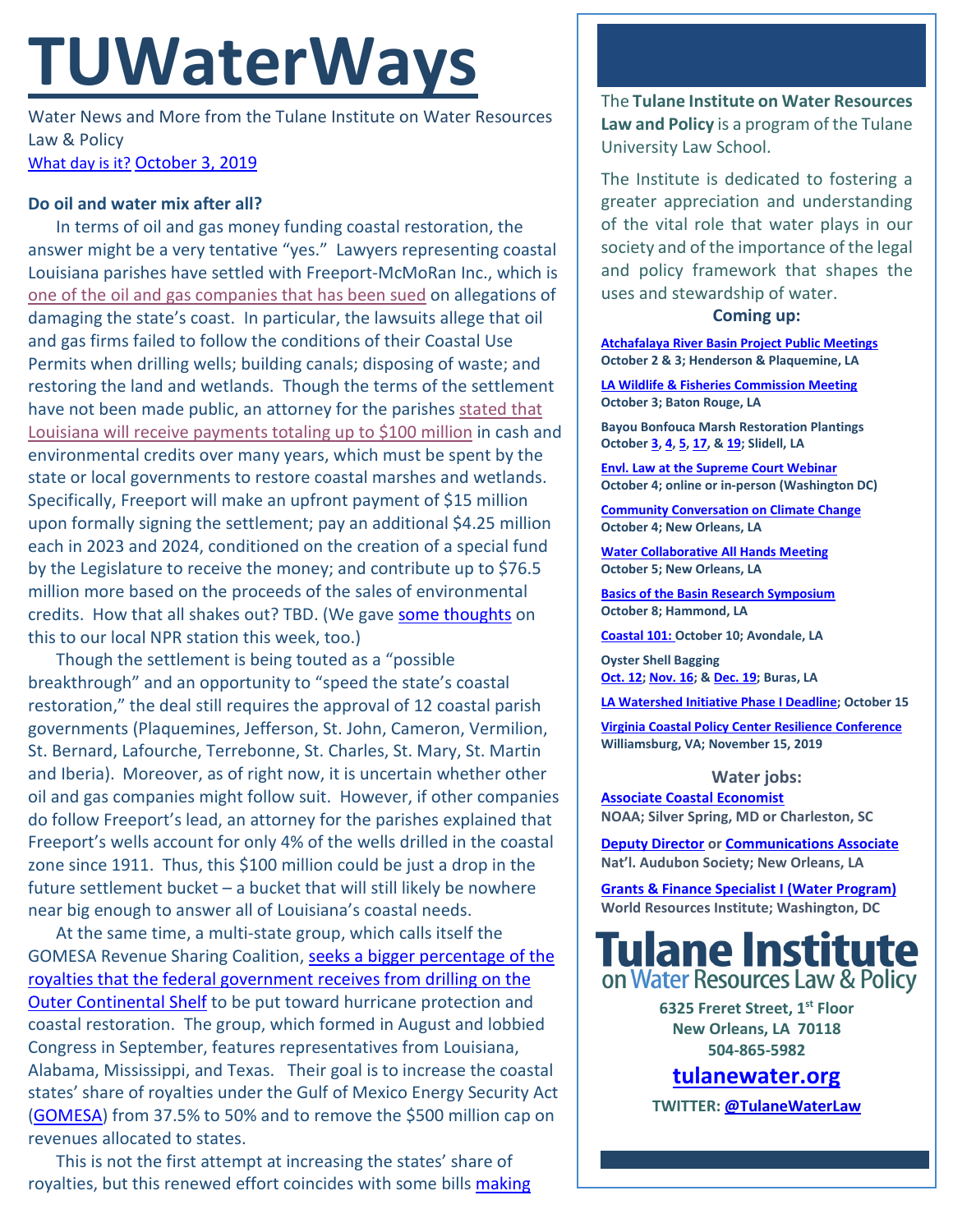# TUWaterWays

Water News and More from the Tulane Institute on Water Resources Law & Policy

What day is it? October 3, 2019

**Do oil and water mix after all?**

In terms of oil and gas money funding coastal restoration, the answer might be a very tentative "yes." Lawyers representing coastal Louisiana parishes have settled with Freeport-McMoRan Inc., which is one of the oil and gas companies that has been sued on allegations of damaging the state's coast. In particular, the lawsuits allege that oil and gas firms failed to follow the conditions of their Coastal Use Permits when drilling wells; building canals; disposing of waste; and restoring the land and wetlands. Though the terms of the settlement have not been made public, an attorney for the parishes stated that Louisiana will receive payments totaling up to $100 million in cash and environmental credits over many years, which must be spent by the state or local governments to restore coastal marshes and wetlands. Specifically, Freeport will make an upfront payment of $15 million upon formally signing the settlement; pay an additional $4.25 million each in 2023 and 2024, conditioned on the creation of a special fund by the Legislature to receive the money; and contribute up to $76.5 million more based on the proceeds of the sales of environmental credits. How that all shakes out? TBD. (We gave some thoughts on this to our local NPR station this week, too.)

Though the settlement is being touted as a "possible breakthrough" and an opportunity to "speed the state's coastal restoration," the deal still requires the approval of 12 coastal parish governments (Plaquemines, Jefferson, St. John, Cameron, Vermilion, St. Bernard, Lafourche, Terrebonne, St. Charles, St. Mary, St. Martin and Iberia). Moreover, as of right now, it is uncertain whether other oil and gas companies might follow suit. However, if other companies do follow Freeport's lead, an attorney for the parishes explained that Freeport's wells account for only 4% of the wells drilled in the coastal zone since 1911. Thus, this $100 million could be just a drop in the future settlement bucket – a bucket that will still likely be nowhere near big enough to answer all of Louisiana's coastal needs.

At the same time, a multi-state group, which calls itself the GOMESA Revenue Sharing Coalition, seeks a bigger percentage of the royalties that the federal government receives from drilling on the Outer Continental Shelf to be put toward hurricane protection and coastal restoration. The group, which formed in August and lobbied Congress in September, features representatives from Louisiana, Alabama, Mississippi, and Texas. Their goal is to increase the coastal states' share of royalties under the Gulf of Mexico Energy Security Act (GOMESA) from 37.5% to 50% and to remove the $500 million cap on revenues allocated to states.

This is not the first attempt at increasing the states' share of royalties, but this renewed effort coincides with some bills making

---

The **Tulane Institute on Water Resources Law and Policy** is a program of the Tulane University Law School.

The Institute is dedicated to fostering a greater appreciation and understanding of the vital role that water plays in our society and of the importance of the legal and policy framework that shapes the uses and stewardship of water.

**Coming up:**

**Atchafalaya River Basin Project Public Meetings**
**October 2 & 3; Henderson & Plaquemine, LA**

**LA Wildlife & Fisheries Commission Meeting**
**October 3; Baton Rouge, LA**

**Bayou Bonfouca Marsh Restoration Plantings**
**October 3, 4, 5, 17, & 19; Slidell, LA**

**Envl. Law at the Supreme Court Webinar**
**October 4; online or in-person (Washington DC)**

**Community Conversation on Climate Change**
**October 4; New Orleans, LA**

**Water Collaborative All Hands Meeting**
**October 5; New Orleans, LA**

**Basics of the Basin Research Symposium**
**October 8; Hammond, LA**

**Coastal 101: October 10; Avondale, LA**

**Oyster Shell Bagging**
**Oct. 12; Nov. 16; & Dec. 19; Buras, LA**

**LA Watershed Initiative Phase I Deadline; October 15**

**Virginia Coastal Policy Center Resilience Conference**
**Williamsburg, VA; November 15, 2019**

**Water jobs:**

**Associate Coastal Economist**
**NOAA; Silver Spring, MD or Charleston, SC**

**Deputy Director or Communications Associate**
**Nat'l. Audubon Society; New Orleans, LA**

**Grants & Finance Specialist I (Water Program)**
**World Resources Institute; Washington, DC**

**Tulane Institute on Water Resources Law & Policy**

**6325 Freret Street, 1st Floor**
**New Orleans, LA 70118**
**504-865-5982**

**tulanewater.org**

**TWITTER: @TulaneWaterLaw**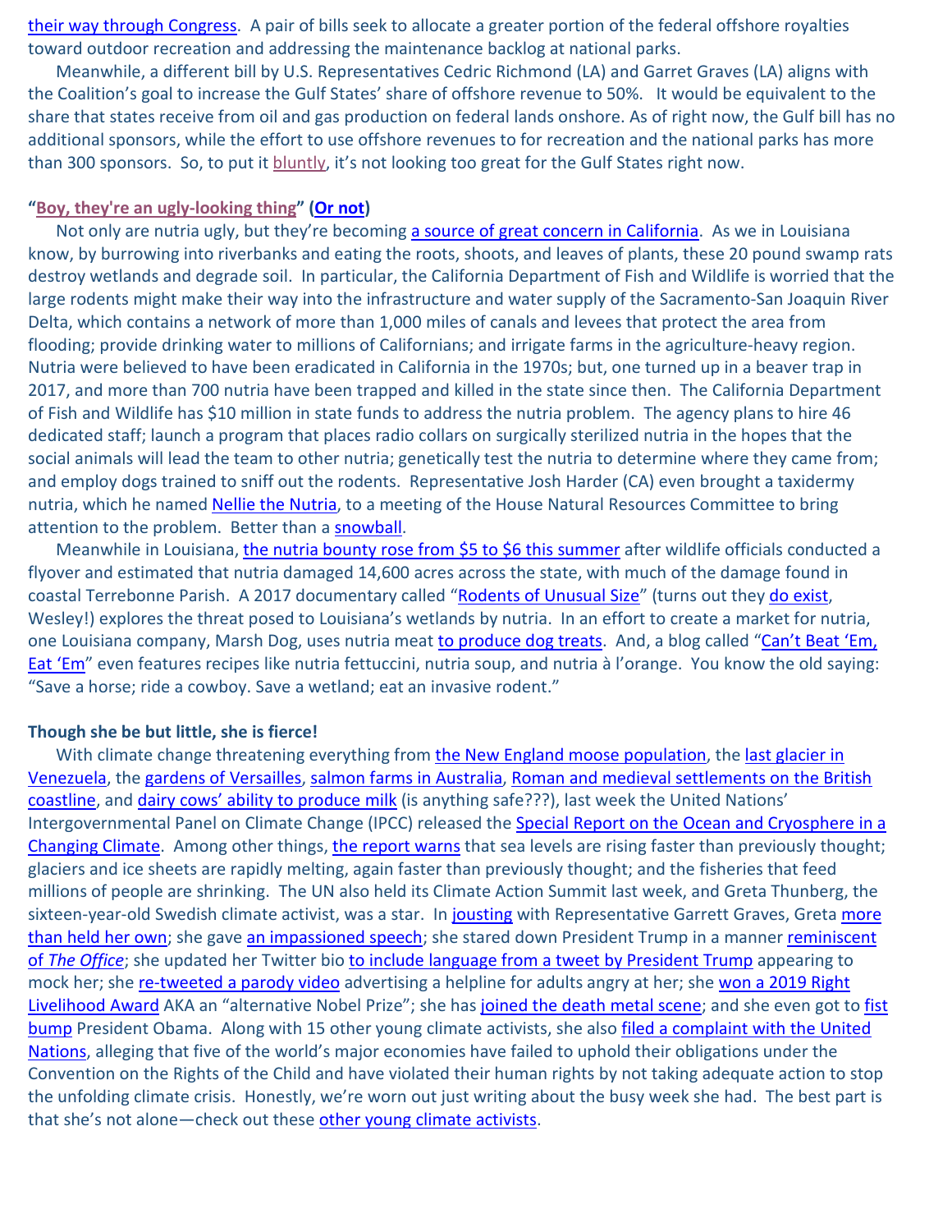their way through Congress. A pair of bills seek to allocate a greater portion of the federal offshore royalties toward outdoor recreation and addressing the maintenance backlog at national parks.

Meanwhile, a different bill by U.S. Representatives Cedric Richmond (LA) and Garret Graves (LA) aligns with the Coalition's goal to increase the Gulf States' share of offshore revenue to 50%. It would be equivalent to the share that states receive from oil and gas production on federal lands onshore. As of right now, the Gulf bill has no additional sponsors, while the effort to use offshore revenues to for recreation and the national parks has more than 300 sponsors. So, to put it bluntly, it's not looking too great for the Gulf States right now.

**"Boy, they're an ugly-looking thing" (Or not)**

Not only are nutria ugly, but they're becoming a source of great concern in California. As we in Louisiana know, by burrowing into riverbanks and eating the roots, shoots, and leaves of plants, these 20 pound swamp rats destroy wetlands and degrade soil. In particular, the California Department of Fish and Wildlife is worried that the large rodents might make their way into the infrastructure and water supply of the Sacramento-San Joaquin River Delta, which contains a network of more than 1,000 miles of canals and levees that protect the area from flooding; provide drinking water to millions of Californians; and irrigate farms in the agriculture-heavy region. Nutria were believed to have been eradicated in California in the 1970s; but, one turned up in a beaver trap in 2017, and more than 700 nutria have been trapped and killed in the state since then. The California Department of Fish and Wildlife has $10 million in state funds to address the nutria problem. The agency plans to hire 46 dedicated staff; launch a program that places radio collars on surgically sterilized nutria in the hopes that the social animals will lead the team to other nutria; genetically test the nutria to determine where they came from; and employ dogs trained to sniff out the rodents. Representative Josh Harder (CA) even brought a taxidermy nutria, which he named Nellie the Nutria, to a meeting of the House Natural Resources Committee to bring attention to the problem. Better than a snowball.

Meanwhile in Louisiana, the nutria bounty rose from $5 to $6 this summer after wildlife officials conducted a flyover and estimated that nutria damaged 14,600 acres across the state, with much of the damage found in coastal Terrebonne Parish. A 2017 documentary called "Rodents of Unusual Size" (turns out they do exist, Wesley!) explores the threat posed to Louisiana's wetlands by nutria. In an effort to create a market for nutria, one Louisiana company, Marsh Dog, uses nutria meat to produce dog treats. And, a blog called "Can't Beat 'Em, Eat 'Em" even features recipes like nutria fettuccini, nutria soup, and nutria à l'orange. You know the old saying: "Save a horse; ride a cowboy. Save a wetland; eat an invasive rodent."

**Though she be but little, she is fierce!**

With climate change threatening everything from the New England moose population, the last glacier in Venezuela, the gardens of Versailles, salmon farms in Australia, Roman and medieval settlements on the British coastline, and dairy cows' ability to produce milk (is anything safe???), last week the United Nations' Intergovernmental Panel on Climate Change (IPCC) released the Special Report on the Ocean and Cryosphere in a Changing Climate. Among other things, the report warns that sea levels are rising faster than previously thought; glaciers and ice sheets are rapidly melting, again faster than previously thought; and the fisheries that feed millions of people are shrinking. The UN also held its Climate Action Summit last week, and Greta Thunberg, the sixteen-year-old Swedish climate activist, was a star. In jousting with Representative Garrett Graves, Greta more than held her own; she gave an impassioned speech; she stared down President Trump in a manner reminiscent of *The Office*; she updated her Twitter bio to include language from a tweet by President Trump appearing to mock her; she re-tweeted a parody video advertising a helpline for adults angry at her; she won a 2019 Right Livelihood Award AKA an "alternative Nobel Prize"; she has joined the death metal scene; and she even got to fist bump President Obama. Along with 15 other young climate activists, she also filed a complaint with the United Nations, alleging that five of the world's major economies have failed to uphold their obligations under the Convention on the Rights of the Child and have violated their human rights by not taking adequate action to stop the unfolding climate crisis. Honestly, we're worn out just writing about the busy week she had. The best part is that she's not alone—check out these other young climate activists.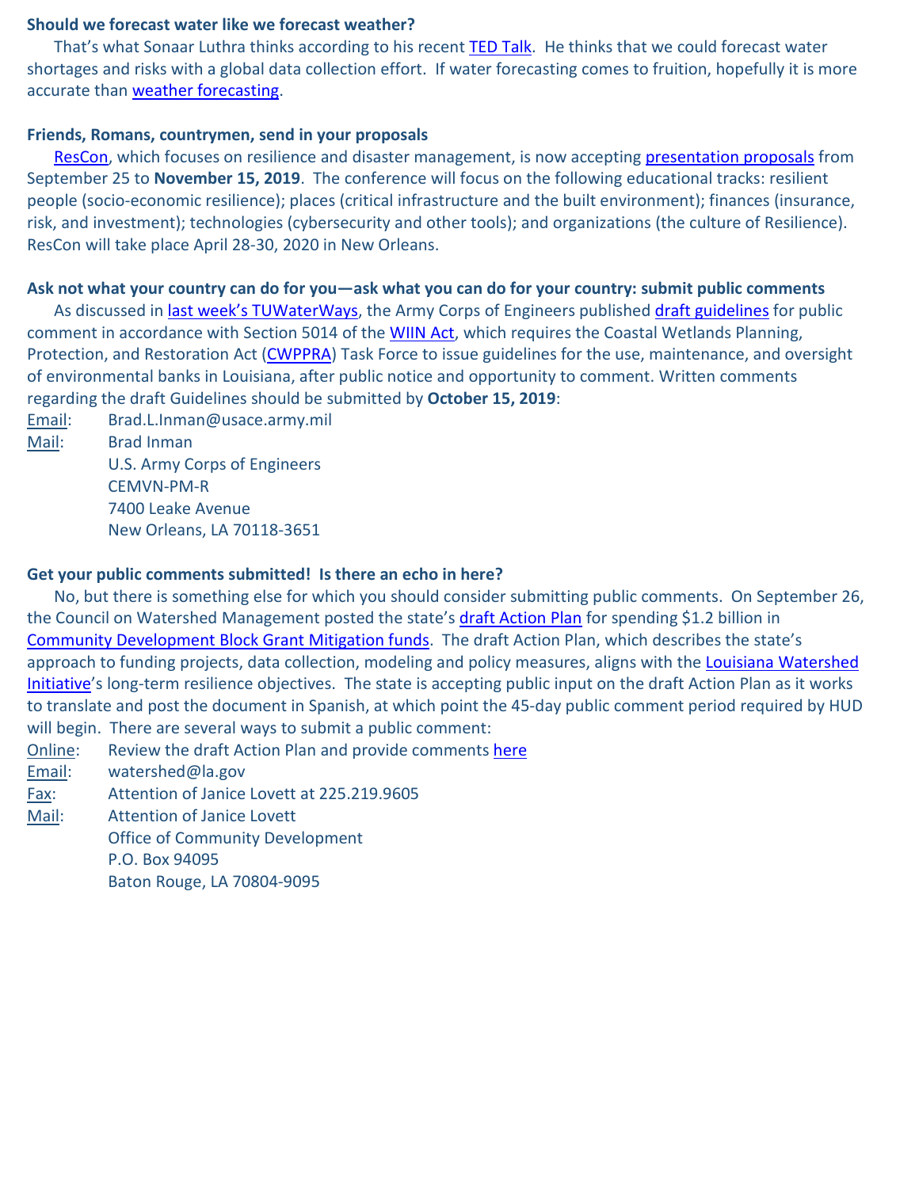**Should we forecast water like we forecast weather?**

That's what Sonaar Luthra thinks according to his recent TED Talk. He thinks that we could forecast water shortages and risks with a global data collection effort. If water forecasting comes to fruition, hopefully it is more accurate than weather forecasting.

**Friends, Romans, countrymen, send in your proposals**

ResCon, which focuses on resilience and disaster management, is now accepting presentation proposals from September 25 to **November 15, 2019**. The conference will focus on the following educational tracks: resilient people (socio-economic resilience); places (critical infrastructure and the built environment); finances (insurance, risk, and investment); technologies (cybersecurity and other tools); and organizations (the culture of Resilience). ResCon will take place April 28-30, 2020 in New Orleans.

**Ask not what your country can do for you—ask what you can do for your country: submit public comments**

As discussed in last week's TUWaterWays, the Army Corps of Engineers published draft guidelines for public comment in accordance with Section 5014 of the WIIN Act, which requires the Coastal Wetlands Planning, Protection, and Restoration Act (CWPPRA) Task Force to issue guidelines for the use, maintenance, and oversight of environmental banks in Louisiana, after public notice and opportunity to comment. Written comments regarding the draft Guidelines should be submitted by **October 15, 2019**:

Email: Brad.L.Inman@usace.army.mil

Mail: Brad Inman
U.S. Army Corps of Engineers
CEMVN-PM-R
7400 Leake Avenue
New Orleans, LA 70118-3651

**Get your public comments submitted! Is there an echo in here?**

No, but there is something else for which you should consider submitting public comments. On September 26, the Council on Watershed Management posted the state's draft Action Plan for spending $1.2 billion in Community Development Block Grant Mitigation funds. The draft Action Plan, which describes the state's approach to funding projects, data collection, modeling and policy measures, aligns with the Louisiana Watershed Initiative's long-term resilience objectives. The state is accepting public input on the draft Action Plan as it works to translate and post the document in Spanish, at which point the 45-day public comment period required by HUD will begin. There are several ways to submit a public comment:

Online: Review the draft Action Plan and provide comments here

Email: watershed@la.gov

Fax: Attention of Janice Lovett at 225.219.9605

Mail: Attention of Janice Lovett
Office of Community Development
P.O. Box 94095
Baton Rouge, LA 70804-9095